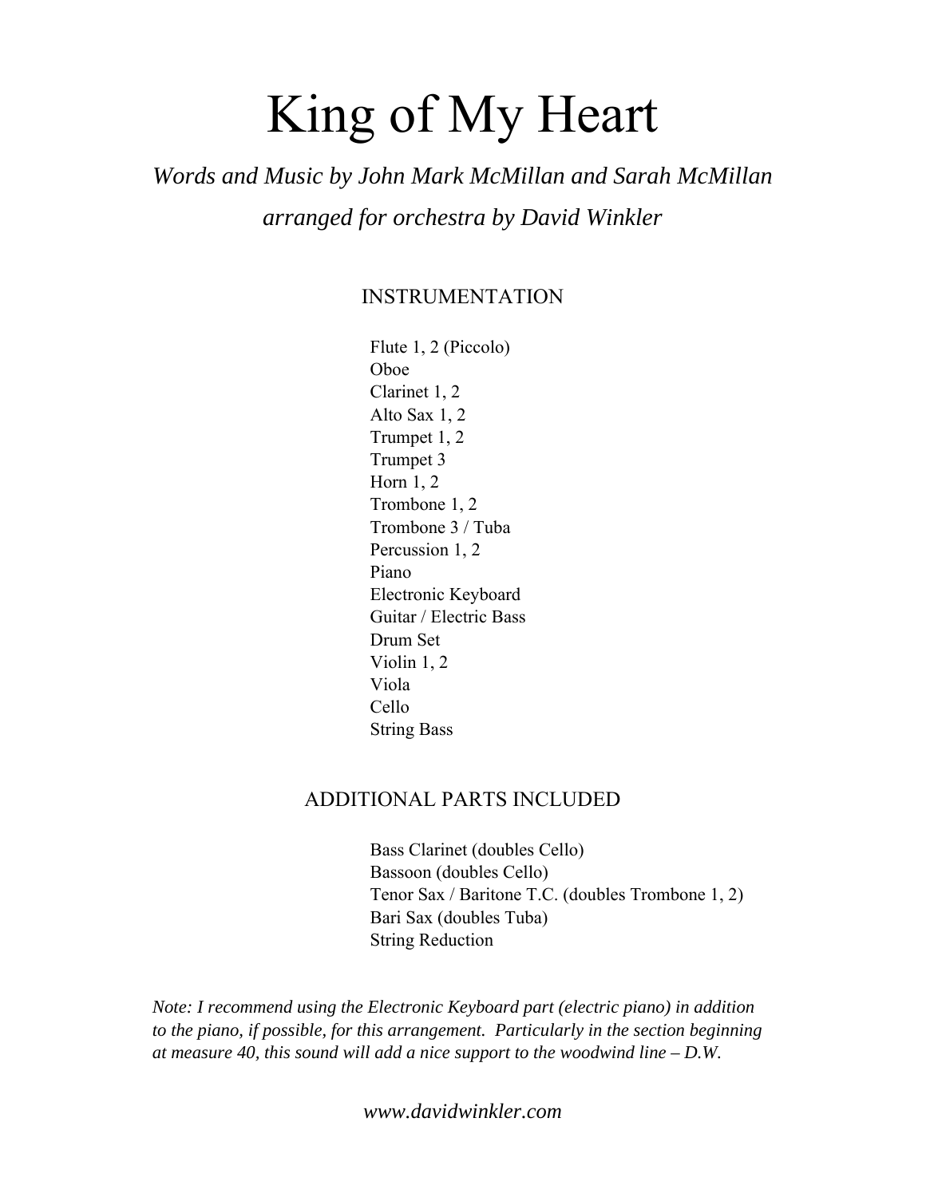# King of My Heart

*Words and Music by John Mark McMillan and Sarah McMillan*

*arranged for orchestra by David Winkler*

## INSTRUMENTATION

Flute 1, 2 (Piccolo)
Oboe
Clarinet 1, 2
Alto Sax 1, 2
Trumpet 1, 2
Trumpet 3
Horn 1, 2
Trombone 1, 2
Trombone 3 / Tuba
Percussion 1, 2
Piano
Electronic Keyboard
Guitar / Electric Bass
Drum Set
Violin 1, 2
Viola
Cello
String Bass

## ADDITIONAL PARTS INCLUDED

Bass Clarinet (doubles Cello)
Bassoon (doubles Cello)
Tenor Sax / Baritone T.C. (doubles Trombone 1, 2)
Bari Sax (doubles Tuba)
String Reduction

*Note: I recommend using the Electronic Keyboard part (electric piano) in addition to the piano, if possible, for this arrangement. Particularly in the section beginning at measure 40, this sound will add a nice support to the woodwind line – D.W.*

*www.davidwinkler.com*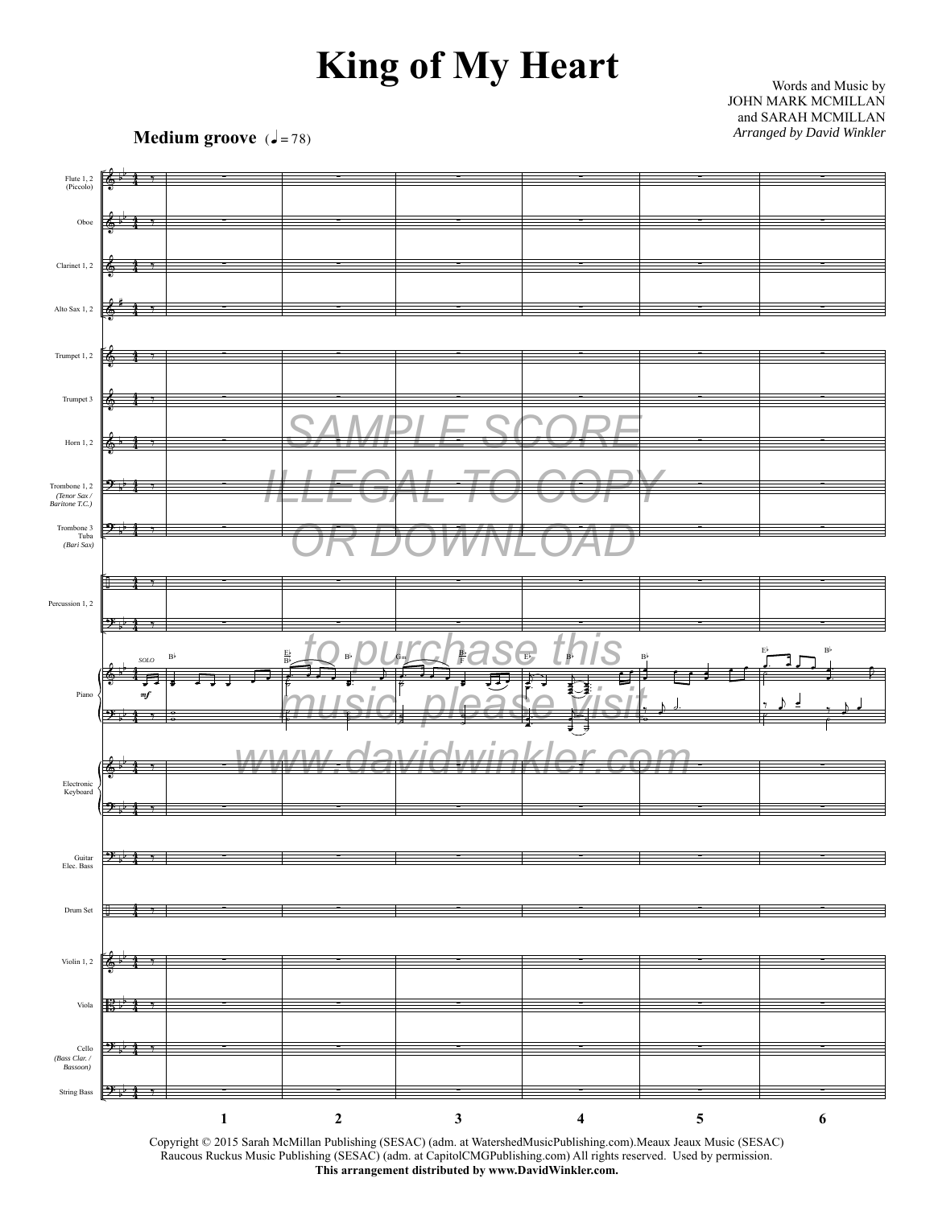# King of My Heart

Words and Music by
JOHN MARK MCMILLAN
and SARAH MCMILLAN
*Arranged by David Winkler*

**Medium groove** (♩= 78)

SAMPLE SCORE
ILLEGAL TO COPY
OR DOWNLOAD

to purchase this
music, please visit
www.davidwinkler.com

Copyright © 2015 Sarah McMillan Publishing (SESAC) (adm. at WatershedMusicPublishing.com).Meaux Jeaux Music (SESAC)
Raucous Ruckus Music Publishing (SESAC) (adm. at CapitolCMGPublishing.com) All rights reserved. Used by permission.
**This arrangement distributed by www.DavidWinkler.com.**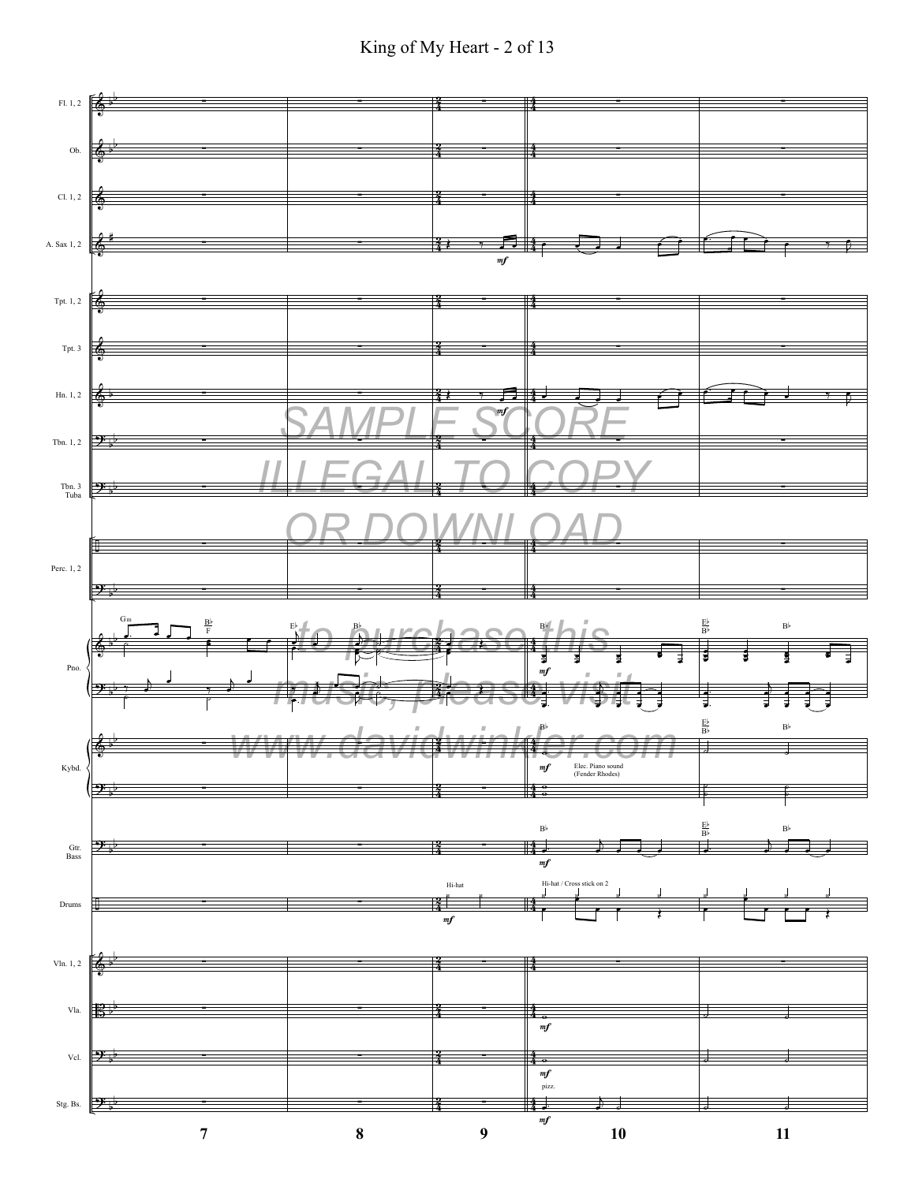SAMPLE SCORE
ILLEGAL TO COPY
OR DOWNLOAD

to purchase this
music, please visit
www.davidwinkler.com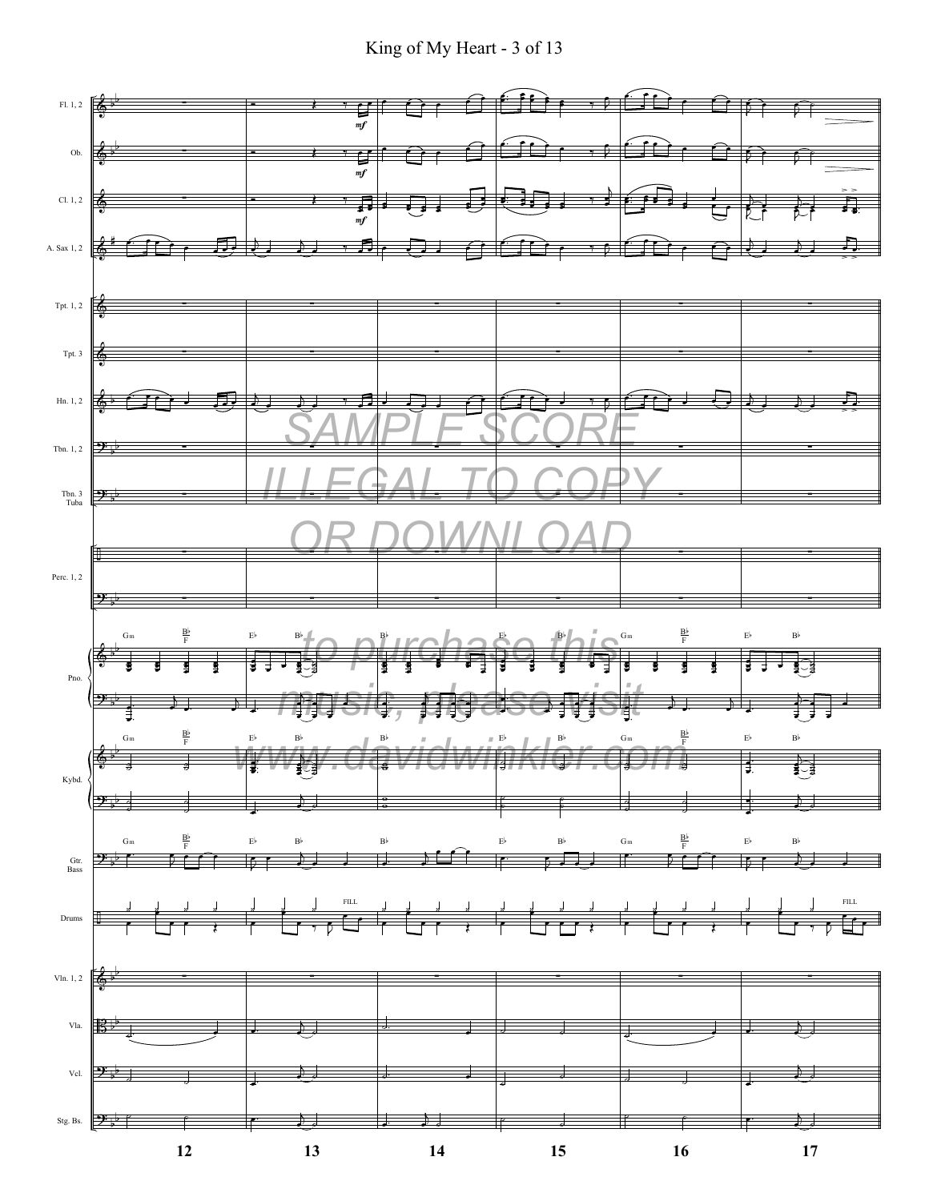SAMPLE SCORE
ILLEGAL TO COPY
OR DOWNLOAD

to purchase this music, please visit www.davidwinkler.com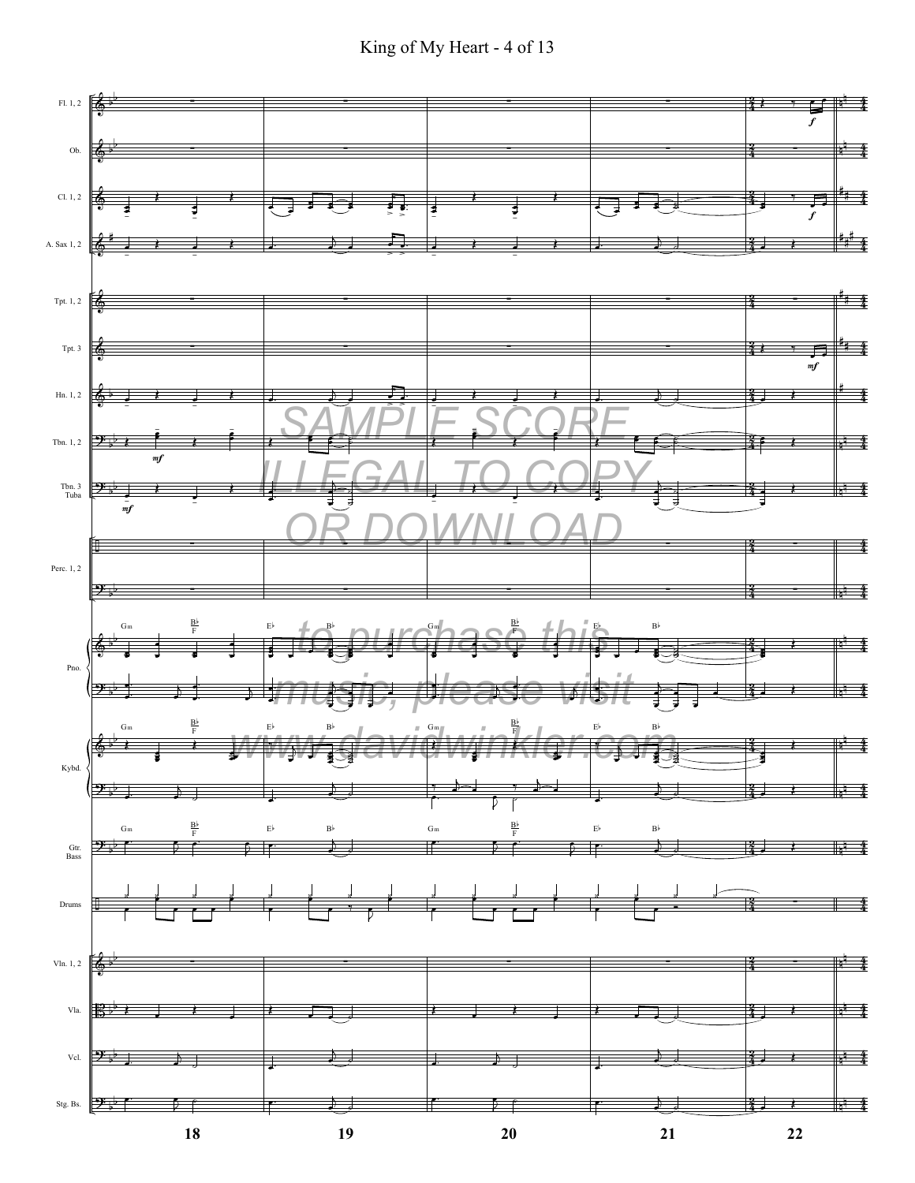SAMPLE SCORE
ILLEGAL TO COPY
OR DOWNLOAD

to purchase this
music, please visit
www.davidwinkler.com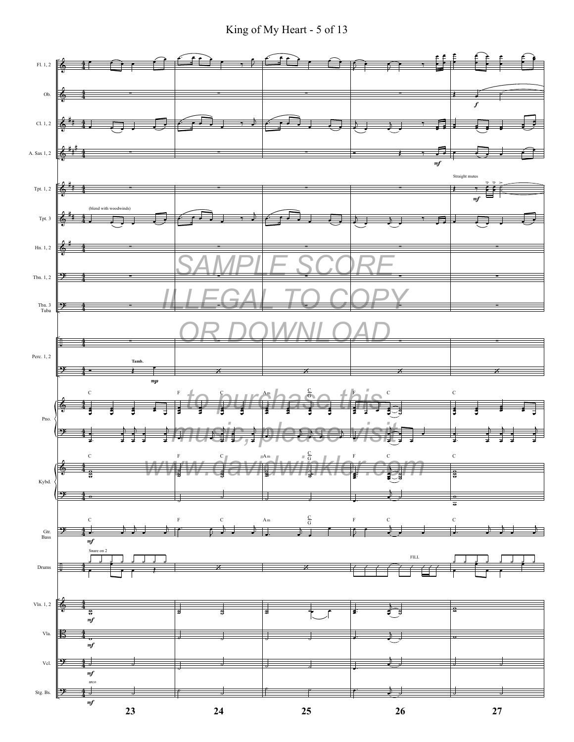SAMPLE SCORE
ILLEGAL TO COPY
OR DOWNLOAD

to purchase this
music, please visit
www.davidwinkler.com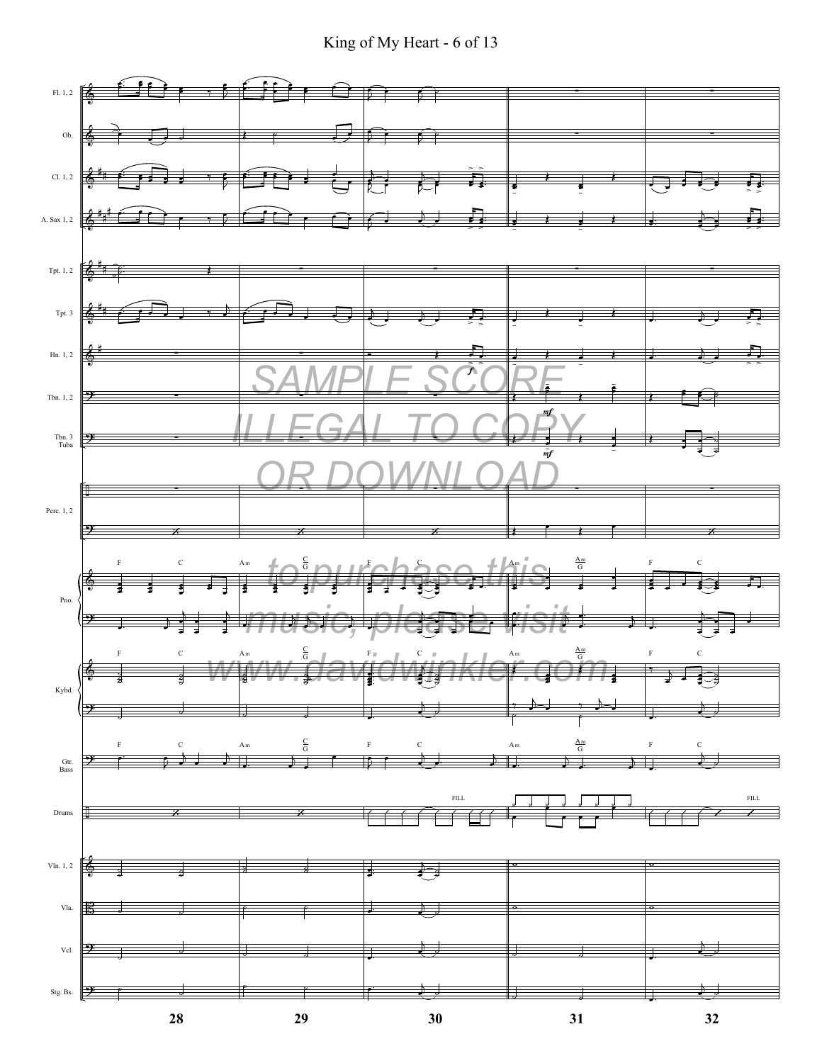SAMPLE SCORE
ILLEGAL TO COPY
OR DOWNLOAD

to purchase this
music, please visit
www.davidwinkler.com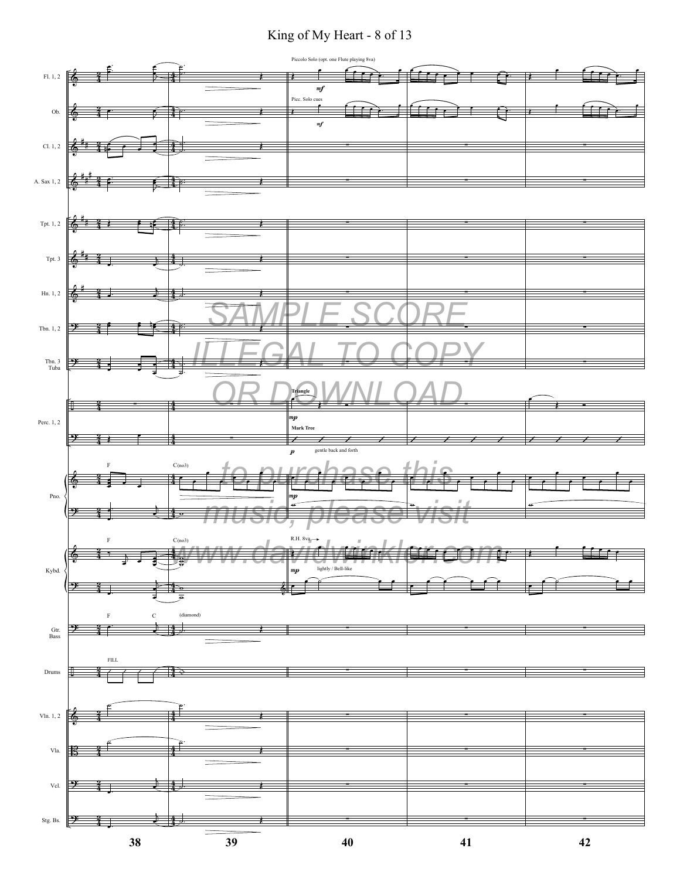SAMPLE SCORE
ILLEGAL TO COPY
OR DOWNLOAD

to purchase this
music, please visit
www.davidwinkler.com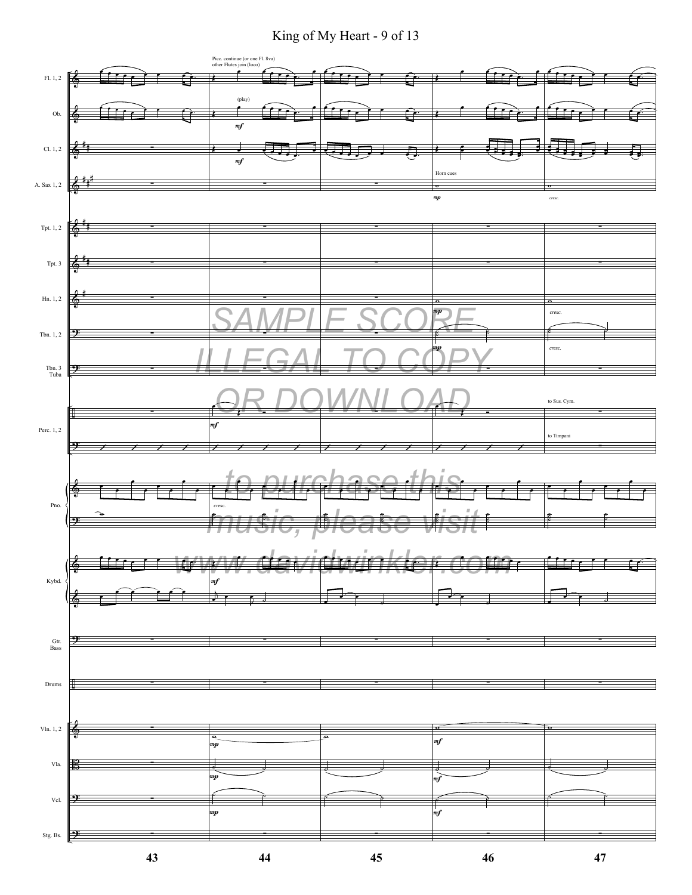SAMPLE SCORE ILLEGAL TO COPY OR DOWNLOAD

to purchase this music, please visit www.davidwinkler.com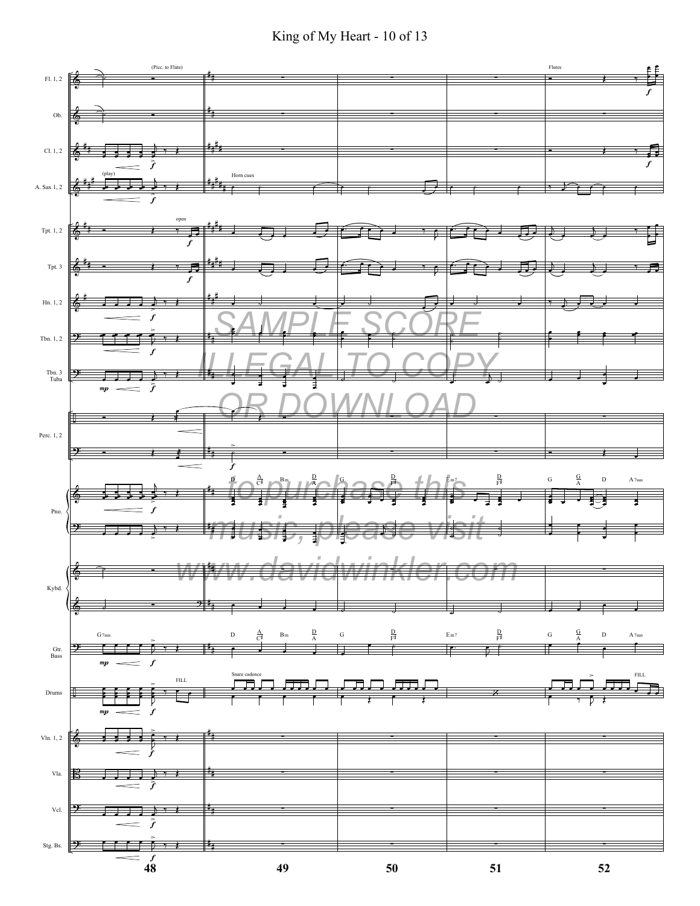SAMPLE SCORE
ILLEGAL TO COPY
OR DOWNLOAD

to purchase this
music, please visit
www.davidwinkler.com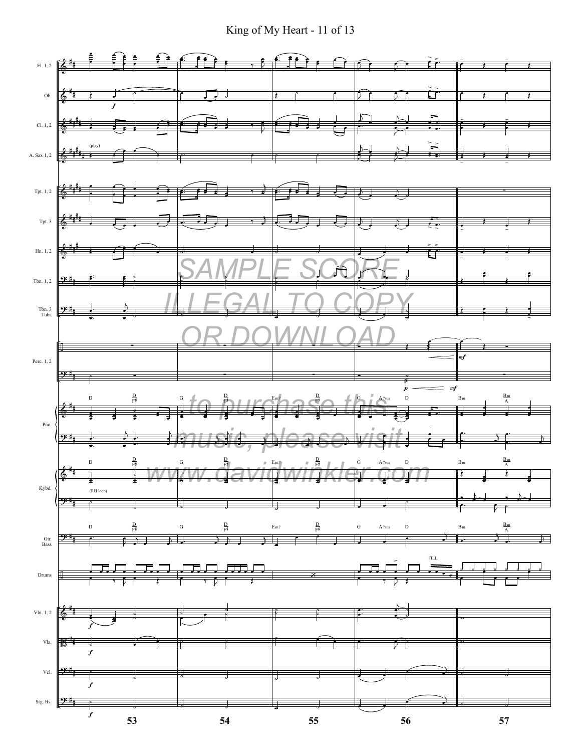SAMPLE SCORE

ILLEGAL TO COPY

OR DOWNLOAD

to purchase this

music, please visit

www.davidwinkler.com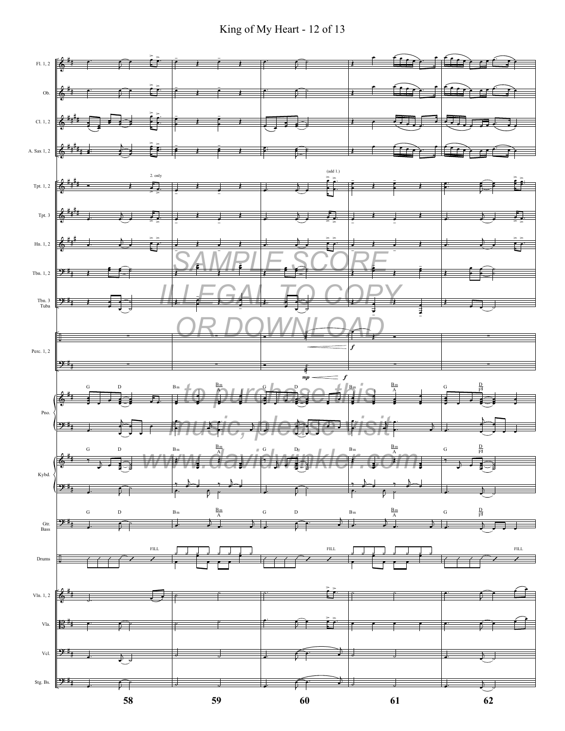SAMPLE SCORE
ILLEGAL TO COPY
OR DOWNLOAD
to purchase this
music, please visit
www.davidwinkler.com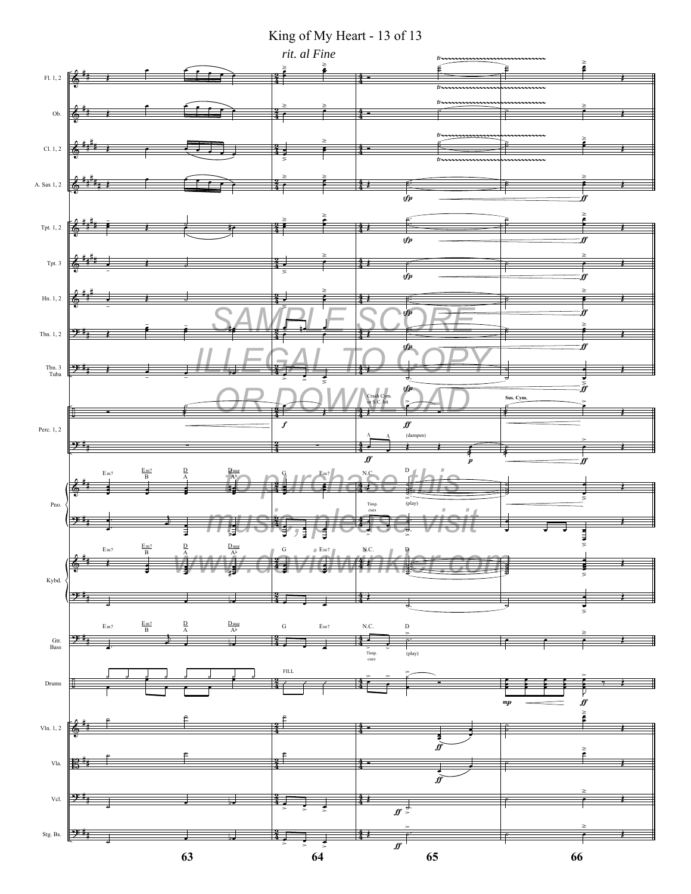# King of My Heart - 13 of 13

*rit. al Fine*

SAMPLE SCORE
ILLEGAL TO COPY
OR DOWNLOAD

to purchase this
music, please visit
www.davidwinkler.com